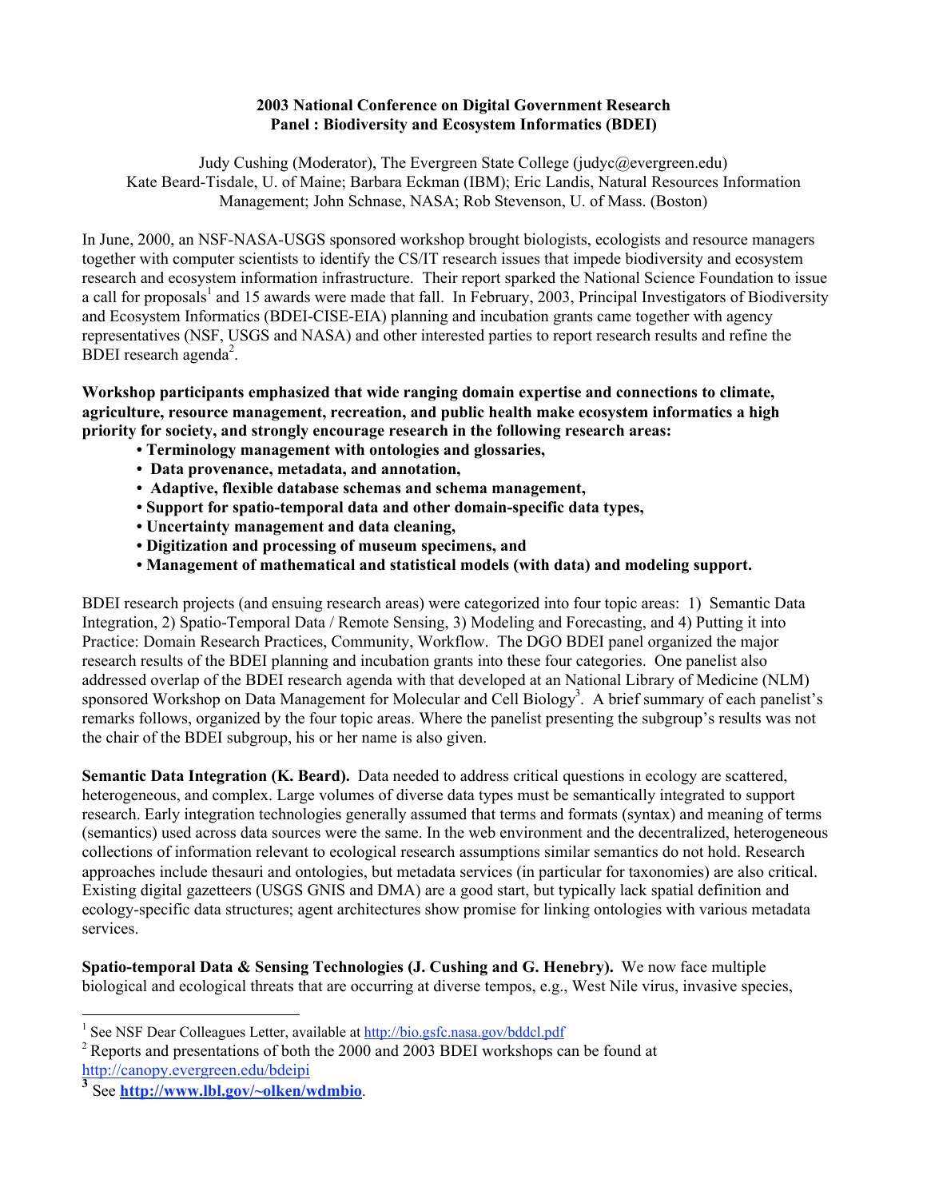**2003 National Conference on Digital Government Research**
**Panel : Biodiversity and Ecosystem Informatics (BDEI)**

Judy Cushing (Moderator), The Evergreen State College (judyc@evergreen.edu)
Kate Beard-Tisdale, U. of Maine; Barbara Eckman (IBM); Eric Landis, Natural Resources Information Management; John Schnase, NASA; Rob Stevenson, U. of Mass. (Boston)

In June, 2000, an NSF-NASA-USGS sponsored workshop brought biologists, ecologists and resource managers together with computer scientists to identify the CS/IT research issues that impede biodiversity and ecosystem research and ecosystem information infrastructure. Their report sparked the National Science Foundation to issue a call for proposals[1] and 15 awards were made that fall. In February, 2003, Principal Investigators of Biodiversity and Ecosystem Informatics (BDEI-CISE-EIA) planning and incubation grants came together with agency representatives (NSF, USGS and NASA) and other interested parties to report research results and refine the BDEI research agenda[2].

**Workshop participants emphasized that wide ranging domain expertise and connections to climate, agriculture, resource management, recreation, and public health make ecosystem informatics a high priority for society, and strongly encourage research in the following research areas:**

- **Terminology management with ontologies and glossaries,**
- **Data provenance, metadata, and annotation,**
- **Adaptive, flexible database schemas and schema management,**
- **Support for spatio-temporal data and other domain-specific data types,**
- **Uncertainty management and data cleaning,**
- **Digitization and processing of museum specimens, and**
- **Management of mathematical and statistical models (with data) and modeling support.**

BDEI research projects (and ensuing research areas) were categorized into four topic areas: 1) Semantic Data Integration, 2) Spatio-Temporal Data / Remote Sensing, 3) Modeling and Forecasting, and 4) Putting it into Practice: Domain Research Practices, Community, Workflow. The DGO BDEI panel organized the major research results of the BDEI planning and incubation grants into these four categories. One panelist also addressed overlap of the BDEI research agenda with that developed at an National Library of Medicine (NLM) sponsored Workshop on Data Management for Molecular and Cell Biology[3]. A brief summary of each panelist's remarks follows, organized by the four topic areas. Where the panelist presenting the subgroup's results was not the chair of the BDEI subgroup, his or her name is also given.

**Semantic Data Integration (K. Beard).** Data needed to address critical questions in ecology are scattered, heterogeneous, and complex. Large volumes of diverse data types must be semantically integrated to support research. Early integration technologies generally assumed that terms and formats (syntax) and meaning of terms (semantics) used across data sources were the same. In the web environment and the decentralized, heterogeneous collections of information relevant to ecological research assumptions similar semantics do not hold. Research approaches include thesauri and ontologies, but metadata services (in particular for taxonomies) are also critical. Existing digital gazetteers (USGS GNIS and DMA) are a good start, but typically lack spatial definition and ecology-specific data structures; agent architectures show promise for linking ontologies with various metadata services.

**Spatio-temporal Data & Sensing Technologies (J. Cushing and G. Henebry).** We now face multiple biological and ecological threats that are occurring at diverse tempos, e.g., West Nile virus, invasive species,

---

[1] See NSF Dear Colleagues Letter, available at http://bio.gsfc.nasa.gov/bddcl.pdf

[2] Reports and presentations of both the 2000 and 2003 BDEI workshops can be found at http://canopy.evergreen.edu/bdeipi

[3] See **http://www.lbl.gov/~olken/wdmbio**.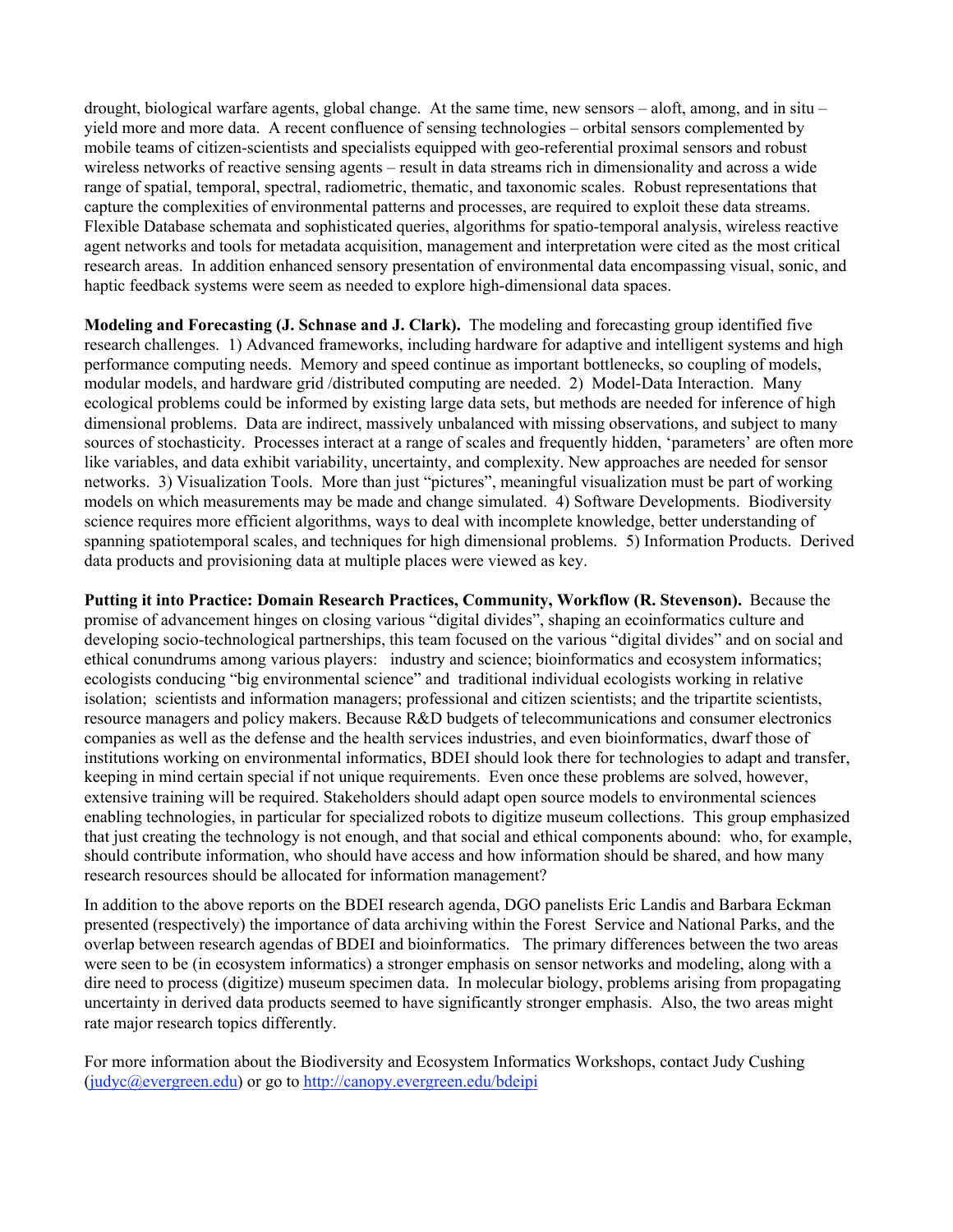drought, biological warfare agents, global change. At the same time, new sensors – aloft, among, and in situ – yield more and more data. A recent confluence of sensing technologies – orbital sensors complemented by mobile teams of citizen-scientists and specialists equipped with geo-referential proximal sensors and robust wireless networks of reactive sensing agents – result in data streams rich in dimensionality and across a wide range of spatial, temporal, spectral, radiometric, thematic, and taxonomic scales. Robust representations that capture the complexities of environmental patterns and processes, are required to exploit these data streams. Flexible Database schemata and sophisticated queries, algorithms for spatio-temporal analysis, wireless reactive agent networks and tools for metadata acquisition, management and interpretation were cited as the most critical research areas. In addition enhanced sensory presentation of environmental data encompassing visual, sonic, and haptic feedback systems were seem as needed to explore high-dimensional data spaces.

**Modeling and Forecasting (J. Schnase and J. Clark).** The modeling and forecasting group identified five research challenges. 1) Advanced frameworks, including hardware for adaptive and intelligent systems and high performance computing needs. Memory and speed continue as important bottlenecks, so coupling of models, modular models, and hardware grid /distributed computing are needed. 2) Model-Data Interaction. Many ecological problems could be informed by existing large data sets, but methods are needed for inference of high dimensional problems. Data are indirect, massively unbalanced with missing observations, and subject to many sources of stochasticity. Processes interact at a range of scales and frequently hidden, 'parameters' are often more like variables, and data exhibit variability, uncertainty, and complexity. New approaches are needed for sensor networks. 3) Visualization Tools. More than just "pictures", meaningful visualization must be part of working models on which measurements may be made and change simulated. 4) Software Developments. Biodiversity science requires more efficient algorithms, ways to deal with incomplete knowledge, better understanding of spanning spatiotemporal scales, and techniques for high dimensional problems. 5) Information Products. Derived data products and provisioning data at multiple places were viewed as key.

**Putting it into Practice: Domain Research Practices, Community, Workflow (R. Stevenson).** Because the promise of advancement hinges on closing various "digital divides", shaping an ecoinformatics culture and developing socio-technological partnerships, this team focused on the various "digital divides" and on social and ethical conundrums among various players: industry and science; bioinformatics and ecosystem informatics; ecologists conducing "big environmental science" and traditional individual ecologists working in relative isolation; scientists and information managers; professional and citizen scientists; and the tripartite scientists, resource managers and policy makers. Because R&D budgets of telecommunications and consumer electronics companies as well as the defense and the health services industries, and even bioinformatics, dwarf those of institutions working on environmental informatics, BDEI should look there for technologies to adapt and transfer, keeping in mind certain special if not unique requirements. Even once these problems are solved, however, extensive training will be required. Stakeholders should adapt open source models to environmental sciences enabling technologies, in particular for specialized robots to digitize museum collections. This group emphasized that just creating the technology is not enough, and that social and ethical components abound: who, for example, should contribute information, who should have access and how information should be shared, and how many research resources should be allocated for information management?

In addition to the above reports on the BDEI research agenda, DGO panelists Eric Landis and Barbara Eckman presented (respectively) the importance of data archiving within the Forest Service and National Parks, and the overlap between research agendas of BDEI and bioinformatics. The primary differences between the two areas were seen to be (in ecosystem informatics) a stronger emphasis on sensor networks and modeling, along with a dire need to process (digitize) museum specimen data. In molecular biology, problems arising from propagating uncertainty in derived data products seemed to have significantly stronger emphasis. Also, the two areas might rate major research topics differently.

For more information about the Biodiversity and Ecosystem Informatics Workshops, contact Judy Cushing (judyc@evergreen.edu) or go to http://canopy.evergreen.edu/bdeipi